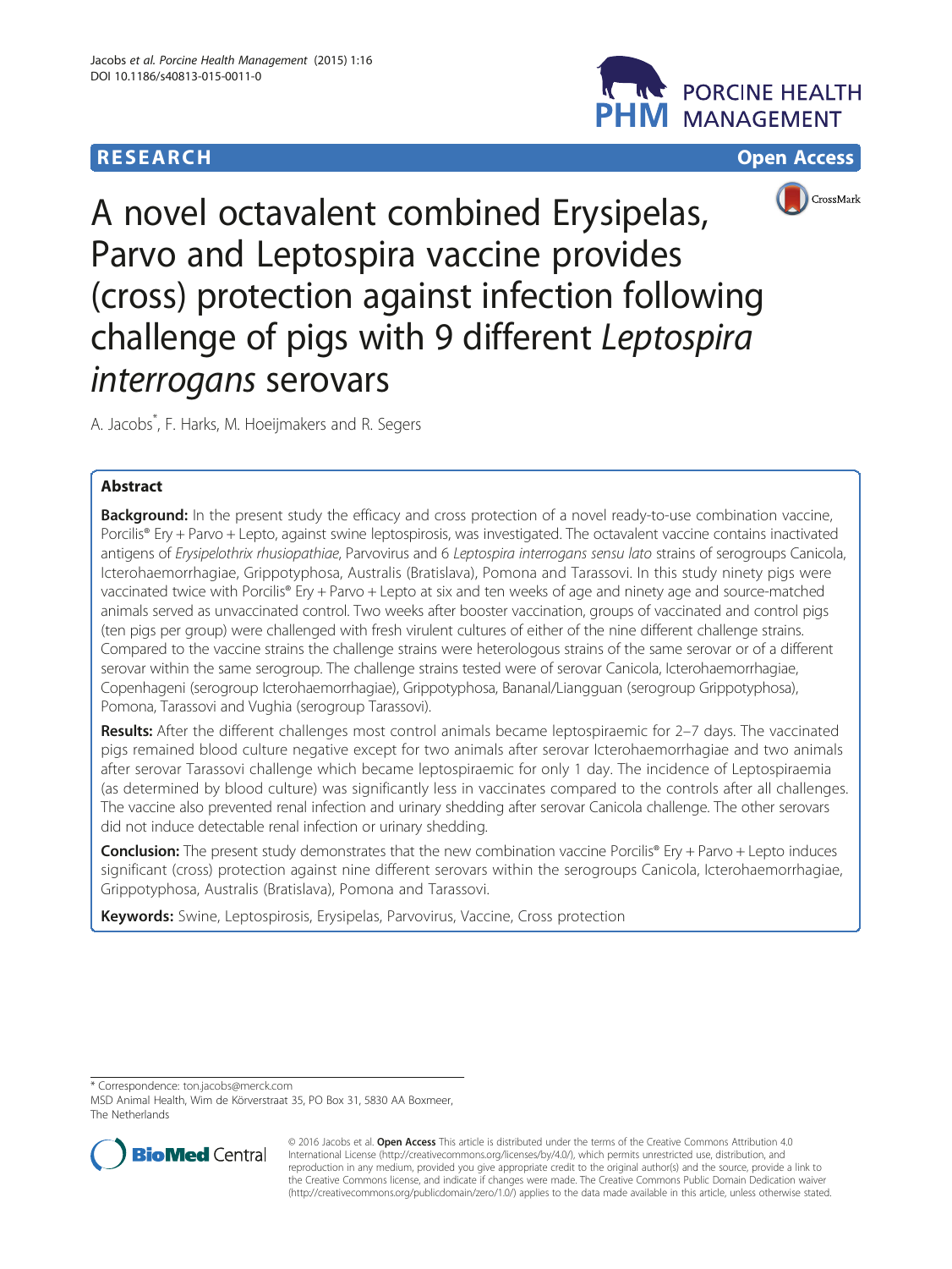**RESEARCH** **Open Access**

# A novel octavalent combined Erysipelas, Parvo and Leptospira vaccine provides (cross) protection against infection following challenge of pigs with 9 different *Leptospira interrogans* serovars

A. Jacobs*, F. Harks, M. Hoeijmakers and R. Segers

## Abstract

**Background:** In the present study the efficacy and cross protection of a novel ready-to-use combination vaccine, Porcilis® Ery + Parvo + Lepto, against swine leptospirosis, was investigated. The octavalent vaccine contains inactivated antigens of *Erysipelothrix rhusiopathiae*, Parvovirus and 6 *Leptospira interrogans sensu lato* strains of serogroups Canicola, Icterohaemorrhagiae, Grippotyphosa, Australis (Bratislava), Pomona and Tarassovi. In this study ninety pigs were vaccinated twice with Porcilis® Ery + Parvo + Lepto at six and ten weeks of age and ninety age and source-matched animals served as unvaccinated control. Two weeks after booster vaccination, groups of vaccinated and control pigs (ten pigs per group) were challenged with fresh virulent cultures of either of the nine different challenge strains. Compared to the vaccine strains the challenge strains were heterologous strains of the same serovar or of a different serovar within the same serogroup. The challenge strains tested were of serovar Canicola, Icterohaemorrhagiae, Copenhageni (serogroup Icterohaemorrhagiae), Grippotyphosa, Bananal/Liangguan (serogroup Grippotyphosa), Pomona, Tarassovi and Vughia (serogroup Tarassovi).

**Results:** After the different challenges most control animals became leptospiraemic for 2–7 days. The vaccinated pigs remained blood culture negative except for two animals after serovar Icterohaemorrhagiae and two animals after serovar Tarassovi challenge which became leptospiraemic for only 1 day. The incidence of Leptospiraemia (as determined by blood culture) was significantly less in vaccinates compared to the controls after all challenges. The vaccine also prevented renal infection and urinary shedding after serovar Canicola challenge. The other serovars did not induce detectable renal infection or urinary shedding.

**Conclusion:** The present study demonstrates that the new combination vaccine Porcilis® Ery + Parvo + Lepto induces significant (cross) protection against nine different serovars within the serogroups Canicola, Icterohaemorrhagiae, Grippotyphosa, Australis (Bratislava), Pomona and Tarassovi.

**Keywords:** Swine, Leptospirosis, Erysipelas, Parvovirus, Vaccine, Cross protection

---

* Correspondence: ton.jacobs@merck.com
MSD Animal Health, Wim de Körverstraat 35, PO Box 31, 5830 AA Boxmeer, The Netherlands

© 2016 Jacobs et al. **Open Access** This article is distributed under the terms of the Creative Commons Attribution 4.0 International License (http://creativecommons.org/licenses/by/4.0/), which permits unrestricted use, distribution, and reproduction in any medium, provided you give appropriate credit to the original author(s) and the source, provide a link to the Creative Commons license, and indicate if changes were made. The Creative Commons Public Domain Dedication waiver (http://creativecommons.org/publicdomain/zero/1.0/) applies to the data made available in this article, unless otherwise stated.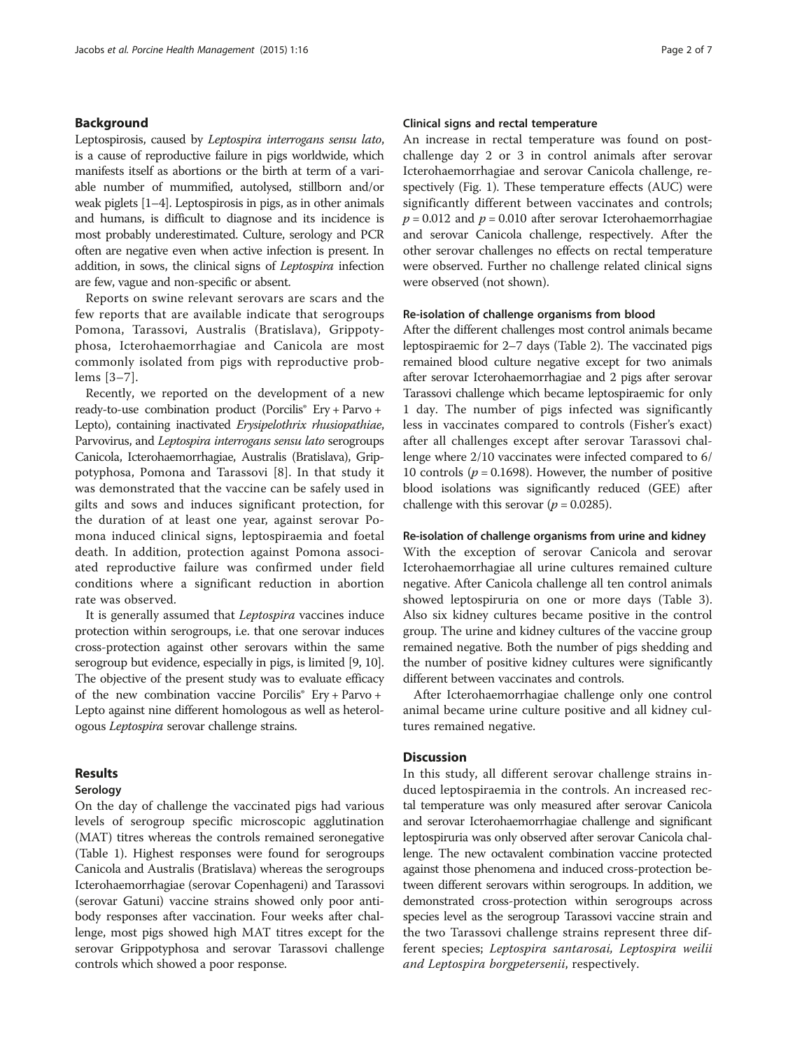## Background

Leptospirosis, caused by *Leptospira interrogans sensu lato*, is a cause of reproductive failure in pigs worldwide, which manifests itself as abortions or the birth at term of a variable number of mummified, autolysed, stillborn and/or weak piglets [1–4]. Leptospirosis in pigs, as in other animals and humans, is difficult to diagnose and its incidence is most probably underestimated. Culture, serology and PCR often are negative even when active infection is present. In addition, in sows, the clinical signs of *Leptospira* infection are few, vague and non-specific or absent.

Reports on swine relevant serovars are scars and the few reports that are available indicate that serogroups Pomona, Tarassovi, Australis (Bratislava), Grippotyphosa, Icterohaemorrhagiae and Canicola are most commonly isolated from pigs with reproductive problems [3–7].

Recently, we reported on the development of a new ready-to-use combination product (Porcilis® Ery + Parvo + Lepto), containing inactivated *Erysipelothrix rhusiopathiae*, Parvovirus, and *Leptospira interrogans sensu lato* serogroups Canicola, Icterohaemorrhagiae, Australis (Bratislava), Grippotyphosa, Pomona and Tarassovi [8]. In that study it was demonstrated that the vaccine can be safely used in gilts and sows and induces significant protection, for the duration of at least one year, against serovar Pomona induced clinical signs, leptospiraemia and foetal death. In addition, protection against Pomona associated reproductive failure was confirmed under field conditions where a significant reduction in abortion rate was observed.

It is generally assumed that *Leptospira* vaccines induce protection within serogroups, i.e. that one serovar induces cross-protection against other serovars within the same serogroup but evidence, especially in pigs, is limited [9, 10]. The objective of the present study was to evaluate efficacy of the new combination vaccine Porcilis® Ery + Parvo + Lepto against nine different homologous as well as heterologous *Leptospira* serovar challenge strains.

## Results

### Serology

On the day of challenge the vaccinated pigs had various levels of serogroup specific microscopic agglutination (MAT) titres whereas the controls remained seronegative (Table 1). Highest responses were found for serogroups Canicola and Australis (Bratislava) whereas the serogroups Icterohaemorrhagiae (serovar Copenhageni) and Tarassovi (serovar Gatuni) vaccine strains showed only poor antibody responses after vaccination. Four weeks after challenge, most pigs showed high MAT titres except for the serovar Grippotyphosa and serovar Tarassovi challenge controls which showed a poor response.

### Clinical signs and rectal temperature

An increase in rectal temperature was found on post-challenge day 2 or 3 in control animals after serovar Icterohaemorrhagiae and serovar Canicola challenge, respectively (Fig. 1). These temperature effects (AUC) were significantly different between vaccinates and controls; $p = 0.012$ and $p = 0.010$ after serovar Icterohaemorrhagiae and serovar Canicola challenge, respectively. After the other serovar challenges no effects on rectal temperature were observed. Further no challenge related clinical signs were observed (not shown).

### Re-isolation of challenge organisms from blood

After the different challenges most control animals became leptospiraemic for 2–7 days (Table 2). The vaccinated pigs remained blood culture negative except for two animals after serovar Icterohaemorrhagiae and 2 pigs after serovar Tarassovi challenge which became leptospiraemic for only 1 day. The number of pigs infected was significantly less in vaccinates compared to controls (Fisher's exact) after all challenges except after serovar Tarassovi challenge where 2/10 vaccinates were infected compared to 6/10 controls ($p = 0.1698$). However, the number of positive blood isolations was significantly reduced (GEE) after challenge with this serovar ($p = 0.0285$).

### Re-isolation of challenge organisms from urine and kidney

With the exception of serovar Canicola and serovar Icterohaemorrhagiae all urine cultures remained culture negative. After Canicola challenge all ten control animals showed leptospiruria on one or more days (Table 3). Also six kidney cultures became positive in the control group. The urine and kidney cultures of the vaccine group remained negative. Both the number of pigs shedding and the number of positive kidney cultures were significantly different between vaccinates and controls.

After Icterohaemorrhagiae challenge only one control animal became urine culture positive and all kidney cultures remained negative.

## Discussion

In this study, all different serovar challenge strains induced leptospiraemia in the controls. An increased rectal temperature was only measured after serovar Canicola and serovar Icterohaemorrhagiae challenge and significant leptospiruria was only observed after serovar Canicola challenge. The new octavalent combination vaccine protected against those phenomena and induced cross-protection between different serovars within serogroups. In addition, we demonstrated cross-protection within serogroups across species level as the serogroup Tarassovi vaccine strain and the two Tarassovi challenge strains represent three different species; *Leptospira santarosai, Leptospira weilii and Leptospira borgpetersenii*, respectively.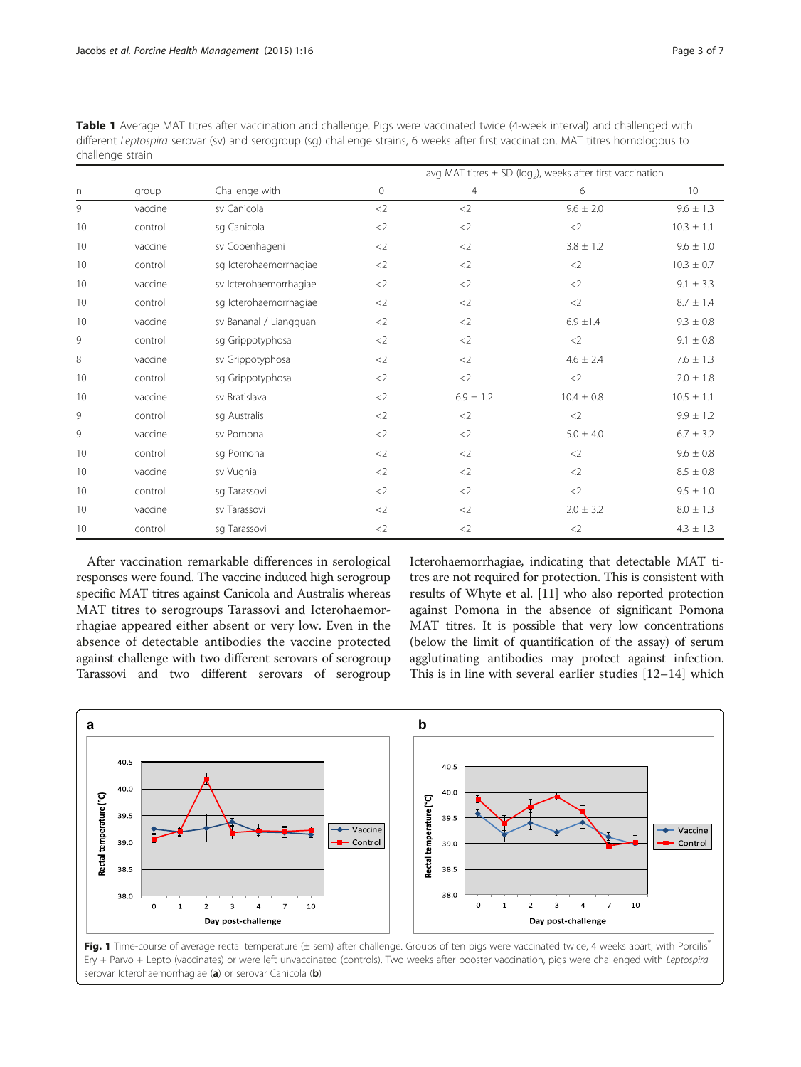**Table 1** Average MAT titres after vaccination and challenge. Pigs were vaccinated twice (4-week interval) and challenged with different *Leptospira* serovar (sv) and serogroup (sg) challenge strains, 6 weeks after first vaccination. MAT titres homologous to challenge strain

| n | group | Challenge with | avg MAT titres ± SD ($\log_2$), weeks after first vaccination | | | |
|---|---|---|---|---|---|---|
| | | | 0 | 4 | 6 | 10 |
| 9 | vaccine | sv Canicola | <2 | <2 | 9.6 ± 2.0 | 9.6 ± 1.3 |
| 10 | control | sg Canicola | <2 | <2 | <2 | 10.3 ± 1.1 |
| 10 | vaccine | sv Copenhageni | <2 | <2 | 3.8 ± 1.2 | 9.6 ± 1.0 |
| 10 | control | sg Icterohaemorrhagiae | <2 | <2 | <2 | 10.3 ± 0.7 |
| 10 | vaccine | sv Icterohaemorrhagiae | <2 | <2 | <2 | 9.1 ± 3.3 |
| 10 | control | sg Icterohaemorrhagiae | <2 | <2 | <2 | 8.7 ± 1.4 |
| 10 | vaccine | sv Bananal / Liangguan | <2 | <2 | 6.9 ±1.4 | 9.3 ± 0.8 |
| 9 | control | sg Grippotyphosa | <2 | <2 | <2 | 9.1 ± 0.8 |
| 8 | vaccine | sv Grippotyphosa | <2 | <2 | 4.6 ± 2.4 | 7.6 ± 1.3 |
| 10 | control | sg Grippotyphosa | <2 | <2 | <2 | 2.0 ± 1.8 |
| 10 | vaccine | sv Bratislava | <2 | 6.9 ± 1.2 | 10.4 ± 0.8 | 10.5 ± 1.1 |
| 9 | control | sg Australis | <2 | <2 | <2 | 9.9 ± 1.2 |
| 9 | vaccine | sv Pomona | <2 | <2 | 5.0 ± 4.0 | 6.7 ± 3.2 |
| 10 | control | sg Pomona | <2 | <2 | <2 | 9.6 ± 0.8 |
| 10 | vaccine | sv Vughia | <2 | <2 | <2 | 8.5 ± 0.8 |
| 10 | control | sg Tarassovi | <2 | <2 | <2 | 9.5 ± 1.0 |
| 10 | vaccine | sv Tarassovi | <2 | <2 | 2.0 ± 3.2 | 8.0 ± 1.3 |
| 10 | control | sg Tarassovi | <2 | <2 | <2 | 4.3 ± 1.3 |

After vaccination remarkable differences in serological responses were found. The vaccine induced high serogroup specific MAT titres against Canicola and Australis whereas MAT titres to serogroups Tarassovi and Icterohaemorrhagiae appeared either absent or very low. Even in the absence of detectable antibodies the vaccine protected against challenge with two different serovars of serogroup Tarassovi and two different serovars of serogroup Icterohaemorrhagiae, indicating that detectable MAT titres are not required for protection. This is consistent with results of Whyte et al. [11] who also reported protection against Pomona in the absence of significant Pomona MAT titres. It is possible that very low concentrations (below the limit of quantification of the assay) of serum agglutinating antibodies may protect against infection. This is in line with several earlier studies [12–14] which

**Fig. 1** Time-course of average rectal temperature (± sem) after challenge. Groups of ten pigs were vaccinated twice, 4 weeks apart, with Porcilis® Ery + Parvo + Lepto (vaccinates) or were left unvaccinated (controls). Two weeks after booster vaccination, pigs were challenged with *Leptospira* serovar Icterohaemorrhagiae (**a**) or serovar Canicola (**b**)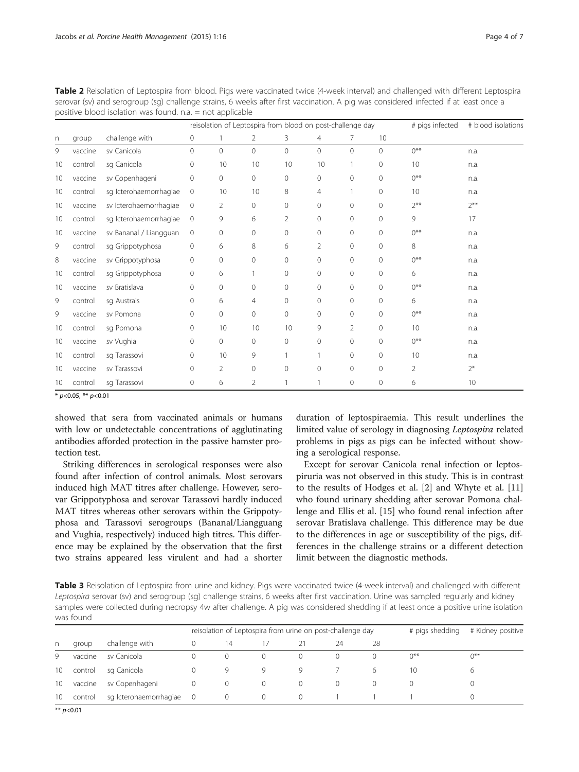**Table 2** Reisolation of Leptospira from blood. Pigs were vaccinated twice (4-week interval) and challenged with different Leptospira serovar (sv) and serogroup (sg) challenge strains, 6 weeks after first vaccination. A pig was considered infected if at least once a positive blood isolation was found. n.a. = not applicable

| | | | reisolation of Leptospira from blood on post-challenge day | | | | | | | # pigs infected | # blood isolations |
|---|---|---|---|---|---|---|---|---|---|---|---|
| n | group | challenge with | 0 | 1 | 2 | 3 | 4 | 7 | 10 | | |
| 9 | vaccine | sv Canicola | 0 | 0 | 0 | 0 | 0 | 0 | 0 | 0** | n.a. |
| 10 | control | sg Canicola | 0 | 10 | 10 | 10 | 10 | 1 | 0 | 10 | n.a. |
| 10 | vaccine | sv Copenhageni | 0 | 0 | 0 | 0 | 0 | 0 | 0 | 0** | n.a. |
| 10 | control | sg Icterohaemorrhagiae | 0 | 10 | 10 | 8 | 4 | 1 | 0 | 10 | n.a. |
| 10 | vaccine | sv Icterohaemorrhagiae | 0 | 2 | 0 | 0 | 0 | 0 | 0 | 2** | 2** |
| 10 | control | sg Icterohaemorrhagiae | 0 | 9 | 6 | 2 | 0 | 0 | 0 | 9 | 17 |
| 10 | vaccine | sv Bananal / Liangguan | 0 | 0 | 0 | 0 | 0 | 0 | 0 | 0** | n.a. |
| 9 | control | sg Grippotyphosa | 0 | 6 | 8 | 6 | 2 | 0 | 0 | 8 | n.a. |
| 8 | vaccine | sv Grippotyphosa | 0 | 0 | 0 | 0 | 0 | 0 | 0 | 0** | n.a. |
| 10 | control | sg Grippotyphosa | 0 | 6 | 1 | 0 | 0 | 0 | 0 | 6 | n.a. |
| 10 | vaccine | sv Bratislava | 0 | 0 | 0 | 0 | 0 | 0 | 0 | 0** | n.a. |
| 9 | control | sg Austrais | 0 | 6 | 4 | 0 | 0 | 0 | 0 | 6 | n.a. |
| 9 | vaccine | sv Pomona | 0 | 0 | 0 | 0 | 0 | 0 | 0 | 0** | n.a. |
| 10 | control | sg Pomona | 0 | 10 | 10 | 10 | 9 | 2 | 0 | 10 | n.a. |
| 10 | vaccine | sv Vughia | 0 | 0 | 0 | 0 | 0 | 0 | 0 | 0** | n.a. |
| 10 | control | sg Tarassovi | 0 | 10 | 9 | 1 | 1 | 0 | 0 | 10 | n.a. |
| 10 | vaccine | sv Tarassovi | 0 | 2 | 0 | 0 | 0 | 0 | 0 | 2 | 2* |
| 10 | control | sg Tarassovi | 0 | 6 | 2 | 1 | 1 | 0 | 0 | 6 | 10 |

* $p<0.05$, ** $p<0.01$

showed that sera from vaccinated animals or humans with low or undetectable concentrations of agglutinating antibodies afforded protection in the passive hamster protection test.

Striking differences in serological responses were also found after infection of control animals. Most serovars induced high MAT titres after challenge. However, serovar Grippotyphosa and serovar Tarassovi hardly induced MAT titres whereas other serovars within the Grippotyphosa and Tarassovi serogroups (Bananal/Liangguang and Vughia, respectively) induced high titres. This difference may be explained by the observation that the first two strains appeared less virulent and had a shorter duration of leptospiraemia. This result underlines the limited value of serology in diagnosing *Leptospira* related problems in pigs as pigs can be infected without showing a serological response.

Except for serovar Canicola renal infection or leptospiruria was not observed in this study. This is in contrast to the results of Hodges et al. [2] and Whyte et al. [11] who found urinary shedding after serovar Pomona challenge and Ellis et al. [15] who found renal infection after serovar Bratislava challenge. This difference may be due to the differences in age or susceptibility of the pigs, differences in the challenge strains or a different detection limit between the diagnostic methods.

**Table 3** Reisolation of Leptospira from urine and kidney. Pigs were vaccinated twice (4-week interval) and challenged with different *Leptospira* serovar (sv) and serogroup (sg) challenge strains, 6 weeks after first vaccination. Urine was sampled regularly and kidney samples were collected during necropsy 4w after challenge. A pig was considered shedding if at least once a positive urine isolation was found

| | | | reisolation of Leptospira from urine on post-challenge day | | | | | | # pigs shedding | # Kidney positive |
|---|---|---|---|---|---|---|---|---|---|---|
| n | group | challenge with | 0 | 14 | 17 | 21 | 24 | 28 | | |
| 9 | vaccine | sv Canicola | 0 | 0 | 0 | 0 | 0 | 0 | 0** | 0** |
| 10 | control | sg Canicola | 0 | 9 | 9 | 9 | 7 | 6 | 10 | 6 |
| 10 | vaccine | sv Copenhageni | 0 | 0 | 0 | 0 | 0 | 0 | 0 | 0 |
| 10 | control | sg Icterohaemorrhagiae | 0 | 0 | 0 | 0 | 1 | 1 | 1 | 0 |

** $p<0.01$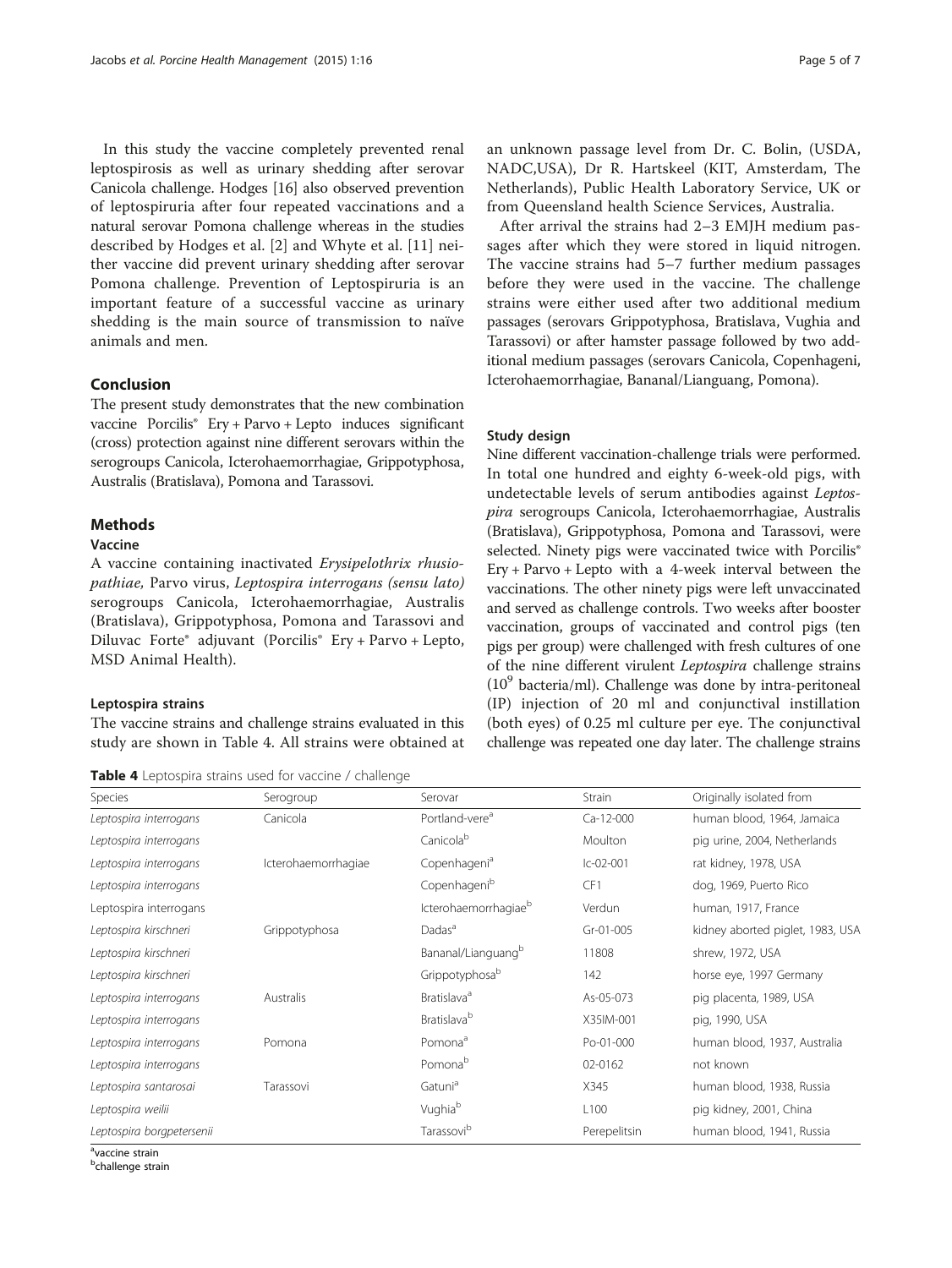In this study the vaccine completely prevented renal leptospirosis as well as urinary shedding after serovar Canicola challenge. Hodges [16] also observed prevention of leptospiruria after four repeated vaccinations and a natural serovar Pomona challenge whereas in the studies described by Hodges et al. [2] and Whyte et al. [11] neither vaccine did prevent urinary shedding after serovar Pomona challenge. Prevention of Leptospiruria is an important feature of a successful vaccine as urinary shedding is the main source of transmission to naïve animals and men.

## Conclusion

The present study demonstrates that the new combination vaccine Porcilis® Ery + Parvo + Lepto induces significant (cross) protection against nine different serovars within the serogroups Canicola, Icterohaemorrhagiae, Grippotyphosa, Australis (Bratislava), Pomona and Tarassovi.

## Methods

### Vaccine

A vaccine containing inactivated *Erysipelothrix rhusiopathiae,* Parvo virus, *Leptospira interrogans (sensu lato)* serogroups Canicola, Icterohaemorrhagiae, Australis (Bratislava), Grippotyphosa, Pomona and Tarassovi and Diluvac Forte® adjuvant (Porcilis® Ery + Parvo + Lepto, MSD Animal Health).

### Leptospira strains

The vaccine strains and challenge strains evaluated in this study are shown in Table 4. All strains were obtained at an unknown passage level from Dr. C. Bolin, (USDA, NADC,USA), Dr R. Hartskeel (KIT, Amsterdam, The Netherlands), Public Health Laboratory Service, UK or from Queensland health Science Services, Australia.

After arrival the strains had 2–3 EMJH medium passages after which they were stored in liquid nitrogen. The vaccine strains had 5–7 further medium passages before they were used in the vaccine. The challenge strains were either used after two additional medium passages (serovars Grippotyphosa, Bratislava, Vughia and Tarassovi) or after hamster passage followed by two additional medium passages (serovars Canicola, Copenhageni, Icterohaemorrhagiae, Bananal/Lianguang, Pomona).

### Study design

Nine different vaccination-challenge trials were performed. In total one hundred and eighty 6-week-old pigs, with undetectable levels of serum antibodies against *Leptospira* serogroups Canicola, Icterohaemorrhagiae, Australis (Bratislava), Grippotyphosa, Pomona and Tarassovi, were selected. Ninety pigs were vaccinated twice with Porcilis® Ery + Parvo + Lepto with a 4-week interval between the vaccinations. The other ninety pigs were left unvaccinated and served as challenge controls. Two weeks after booster vaccination, groups of vaccinated and control pigs (ten pigs per group) were challenged with fresh cultures of one of the nine different virulent *Leptospira* challenge strains ($10^9$ bacteria/ml). Challenge was done by intra-peritoneal (IP) injection of 20 ml and conjunctival instillation (both eyes) of 0.25 ml culture per eye. The conjunctival challenge was repeated one day later. The challenge strains

**Table 4** Leptospira strains used for vaccine / challenge

| Species | Serogroup | Serovar | Strain | Originally isolated from |
|---|---|---|---|---|
| *Leptospira interrogans* | Canicola | Portland-vere[a] | Ca-12-000 | human blood, 1964, Jamaica |
| *Leptospira interrogans* | | Canicola[b] | Moulton | pig urine, 2004, Netherlands |
| *Leptospira interrogans* | Icterohaemorrhagiae | Copenhageni[a] | Ic-02-001 | rat kidney, 1978, USA |
| *Leptospira interrogans* | | Copenhageni[b] | CF1 | dog, 1969, Puerto Rico |
| Leptospira interrogans | | Icterohaemorrhagiae[b] | Verdun | human, 1917, France |
| *Leptospira kirschneri* | Grippotyphosa | Dadas[a] | Gr-01-005 | kidney aborted piglet, 1983, USA |
| *Leptospira kirschneri* | | Bananal/Lianguang[b] | 11808 | shrew, 1972, USA |
| *Leptospira kirschneri* | | Grippotyphosa[b] | 142 | horse eye, 1997 Germany |
| *Leptospira interrogans* | Australis | Bratislava[a] | As-05-073 | pig placenta, 1989, USA |
| *Leptospira interrogans* | | Bratislava[b] | X35IM-001 | pig, 1990, USA |
| *Leptospira interrogans* | Pomona | Pomona[a] | Po-01-000 | human blood, 1937, Australia |
| *Leptospira interrogans* | | Pomona[b] | 02-0162 | not known |
| *Leptospira santarosai* | Tarassovi | Gatuni[a] | X345 | human blood, 1938, Russia |
| *Leptospira weilii* | | Vughia[b] | L100 | pig kidney, 2001, China |
| *Leptospira borgpetersenii* | | Tarassovi[b] | Perepelitsin | human blood, 1941, Russia |

[a]vaccine strain
[b]challenge strain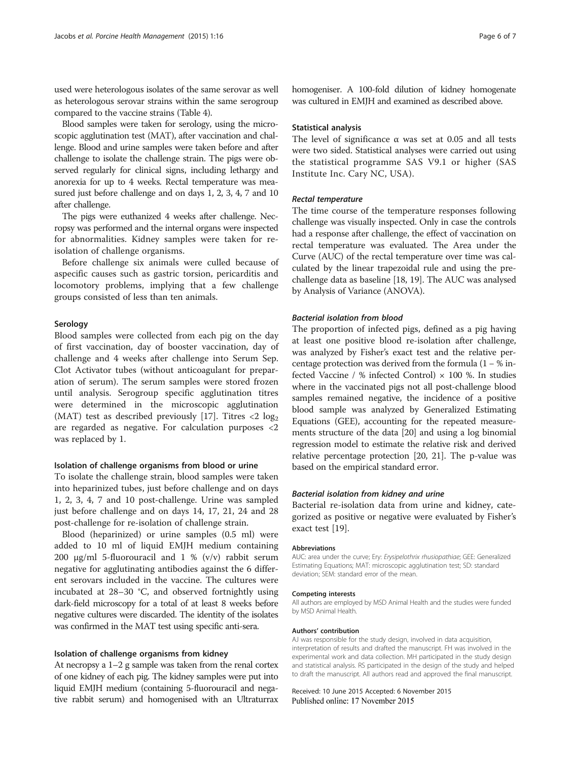used were heterologous isolates of the same serovar as well as heterologous serovar strains within the same serogroup compared to the vaccine strains (Table 4).

Blood samples were taken for serology, using the microscopic agglutination test (MAT), after vaccination and challenge. Blood and urine samples were taken before and after challenge to isolate the challenge strain. The pigs were observed regularly for clinical signs, including lethargy and anorexia for up to 4 weeks. Rectal temperature was measured just before challenge and on days 1, 2, 3, 4, 7 and 10 after challenge.

The pigs were euthanized 4 weeks after challenge. Necropsy was performed and the internal organs were inspected for abnormalities. Kidney samples were taken for re-isolation of challenge organisms.

Before challenge six animals were culled because of aspecific causes such as gastric torsion, pericarditis and locomotory problems, implying that a few challenge groups consisted of less than ten animals.

### Serology

Blood samples were collected from each pig on the day of first vaccination, day of booster vaccination, day of challenge and 4 weeks after challenge into Serum Sep. Clot Activator tubes (without anticoagulant for preparation of serum). The serum samples were stored frozen until analysis. Serogroup specific agglutination titres were determined in the microscopic agglutination (MAT) test as described previously [17]. Titres $<2 \log_2$ are regarded as negative. For calculation purposes <2 was replaced by 1.

### Isolation of challenge organisms from blood or urine

To isolate the challenge strain, blood samples were taken into heparinized tubes, just before challenge and on days 1, 2, 3, 4, 7 and 10 post-challenge. Urine was sampled just before challenge and on days 14, 17, 21, 24 and 28 post-challenge for re-isolation of challenge strain.

Blood (heparinized) or urine samples (0.5 ml) were added to 10 ml of liquid EMJH medium containing 200 μg/ml 5-fluorouracil and 1 % (v/v) rabbit serum negative for agglutinating antibodies against the 6 different serovars included in the vaccine. The cultures were incubated at 28–30 °C, and observed fortnightly using dark-field microscopy for a total of at least 8 weeks before negative cultures were discarded. The identity of the isolates was confirmed in the MAT test using specific anti-sera.

### Isolation of challenge organisms from kidney

At necropsy a 1–2 g sample was taken from the renal cortex of one kidney of each pig. The kidney samples were put into liquid EMJH medium (containing 5-fluorouracil and negative rabbit serum) and homogenised with an Ultraturrax homogeniser. A 100-fold dilution of kidney homogenate was cultured in EMJH and examined as described above.

### Statistical analysis

The level of significance α was set at 0.05 and all tests were two sided. Statistical analyses were carried out using the statistical programme SAS V9.1 or higher (SAS Institute Inc. Cary NC, USA).

#### *Rectal temperature*

The time course of the temperature responses following challenge was visually inspected. Only in case the controls had a response after challenge, the effect of vaccination on rectal temperature was evaluated. The Area under the Curve (AUC) of the rectal temperature over time was calculated by the linear trapezoidal rule and using the pre-challenge data as baseline [18, 19]. The AUC was analysed by Analysis of Variance (ANOVA).

#### *Bacterial isolation from blood*

The proportion of infected pigs, defined as a pig having at least one positive blood re-isolation after challenge, was analyzed by Fisher's exact test and the relative percentage protection was derived from the formula (1 – % infected Vaccine / % infected Control) × 100 %. In studies where in the vaccinated pigs not all post-challenge blood samples remained negative, the incidence of a positive blood sample was analyzed by Generalized Estimating Equations (GEE), accounting for the repeated measurements structure of the data [20] and using a log binomial regression model to estimate the relative risk and derived relative percentage protection [20, 21]. The p-value was based on the empirical standard error.

#### *Bacterial isolation from kidney and urine*

Bacterial re-isolation data from urine and kidney, categorized as positive or negative were evaluated by Fisher's exact test [19].

#### Abbreviations

AUC: area under the curve; Ery: *Erysipelothrix rhusiopathiae*; GEE: Generalized Estimating Equations; MAT: microscopic agglutination test; SD: standard deviation; SEM: standard error of the mean.

#### Competing interests

All authors are employed by MSD Animal Health and the studies were funded by MSD Animal Health.

#### Authors' contribution

AJ was responsible for the study design, involved in data acquisition, interpretation of results and drafted the manuscript. FH was involved in the experimental work and data collection. MH participated in the study design and statistical analysis. RS participated in the design of the study and helped to draft the manuscript. All authors read and approved the final manuscript.

Received: 10 June 2015 Accepted: 6 November 2015
Published online: 17 November 2015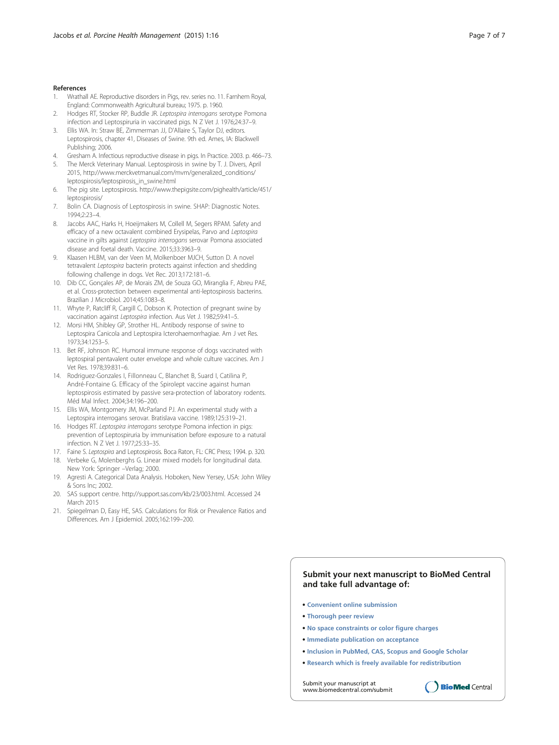### References

1. Wrathall AE. Reproductive disorders in Pigs, rev. series no. 11. Farnhem Royal, England: Commonwealth Agricultural bureau; 1975. p. 1960.
2. Hodges RT, Stocker RP, Buddle JR. *Leptospira interrogans* serotype Pomona infection and Leptospiruria in vaccinated pigs. N Z Vet J. 1976;24:37–9.
3. Ellis WA. In: Straw BE, Zimmerman JJ, D'Allaire S, Taylor DJ, editors. Leptospirosis, chapter 41, Diseases of Swine. 9th ed. Ames, IA: Blackwell Publishing; 2006.
4. Gresham A. Infectious reproductive disease in pigs. In Practice. 2003. p. 466–73.
5. The Merck Veterinary Manual. Leptospirosis in swine by T. J. Divers, April 2015, http://www.merckvetmanual.com/mvm/generalized_conditions/leptospirosis/leptospirosis_in_swine.html
6. The pig site. Leptospirosis. http://www.thepigsite.com/pighealth/article/451/leptospirosis/
7. Bolin CA. Diagnosis of Leptospirosis in swine. SHAP: Diagnostic Notes. 1994;2:23–4.
8. Jacobs AAC, Harks H, Hoeijmakers M, Collell M, Segers RPAM. Safety and efficacy of a new octavalent combined Erysipelas, Parvo and *Leptospira* vaccine in gilts against *Leptospira interrogans* serovar Pomona associated disease and foetal death. Vaccine. 2015;33:3963–9.
9. Klaasen HLBM, van der Veen M, Molkenboer MJCH, Sutton D. A novel tetravalent *Leptospira* bacterin protects against infection and shedding following challenge in dogs. Vet Rec. 2013;172:181–6.
10. Dib CC, Gonçales AP, de Morais ZM, de Souza GO, Miranglia F, Abreu PAE, et al. Cross-protection between experimental anti-leptospirosis bacterins. Brazilian J Microbiol. 2014;45:1083–8.
11. Whyte P, Ratcliff R, Cargill C, Dobson K. Protection of pregnant swine by vaccination against *Leptospira* infection. Aus Vet J. 1982;59:41–5.
12. Morsi HM, Shibley GP, Strother HL. Antibody response of swine to Leptospira Canicola and Leptospira Icterohaemorrhagiae. Am J vet Res. 1973;34:1253–5.
13. Bet RF, Johnson RC. Humoral immune response of dogs vaccinated with leptospiral pentavalent outer envelope and whole culture vaccines. Am J Vet Res. 1978;39:831–6.
14. Rodriguez-Gonzales I, Fillonneau C, Blanchet B, Suard I, Catilina P, André-Fontaine G. Efficacy of the Spirolept vaccine against human leptospirosis estimated by passive sera-protection of laboratory rodents. Méd Mal Infect. 2004;34:196–200.
15. Ellis WA, Montgomery JM, McParland PJ. An experimental study with a Leptospira interrogans serovar. Bratislava vaccine. 1989;125:319–21.
16. Hodges RT. *Leptospira interrogans* serotype Pomona infection in pigs: prevention of Leptospiruria by immunisation before exposure to a natural infection. N Z Vet J. 1977;25:33–35.
17. Faine S. *Leptospira* and Leptospirosis. Boca Raton, FL: CRC Press; 1994. p. 320.
18. Verbeke G, Molenberghs G. Linear mixed models for longitudinal data. New York: Springer –Verlag; 2000.
19. Agresti A. Categorical Data Analysis. Hoboken, New Yersey, USA: John Wiley & Sons Inc; 2002.
20. SAS support centre. http://support.sas.com/kb/23/003.html. Accessed 24 March 2015
21. Spiegelman D, Easy HE, SAS. Calculations for Risk or Prevalence Ratios and Differences. Am J Epidemiol. 2005;162:199–200.

**Submit your next manuscript to BioMed Central and take full advantage of:**

- **Convenient online submission**
- **Thorough peer review**
- **No space constraints or color figure charges**
- **Immediate publication on acceptance**
- **Inclusion in PubMed, CAS, Scopus and Google Scholar**
- **Research which is freely available for redistribution**

Submit your manuscript at
www.biomedcentral.com/submit

BioMed Central